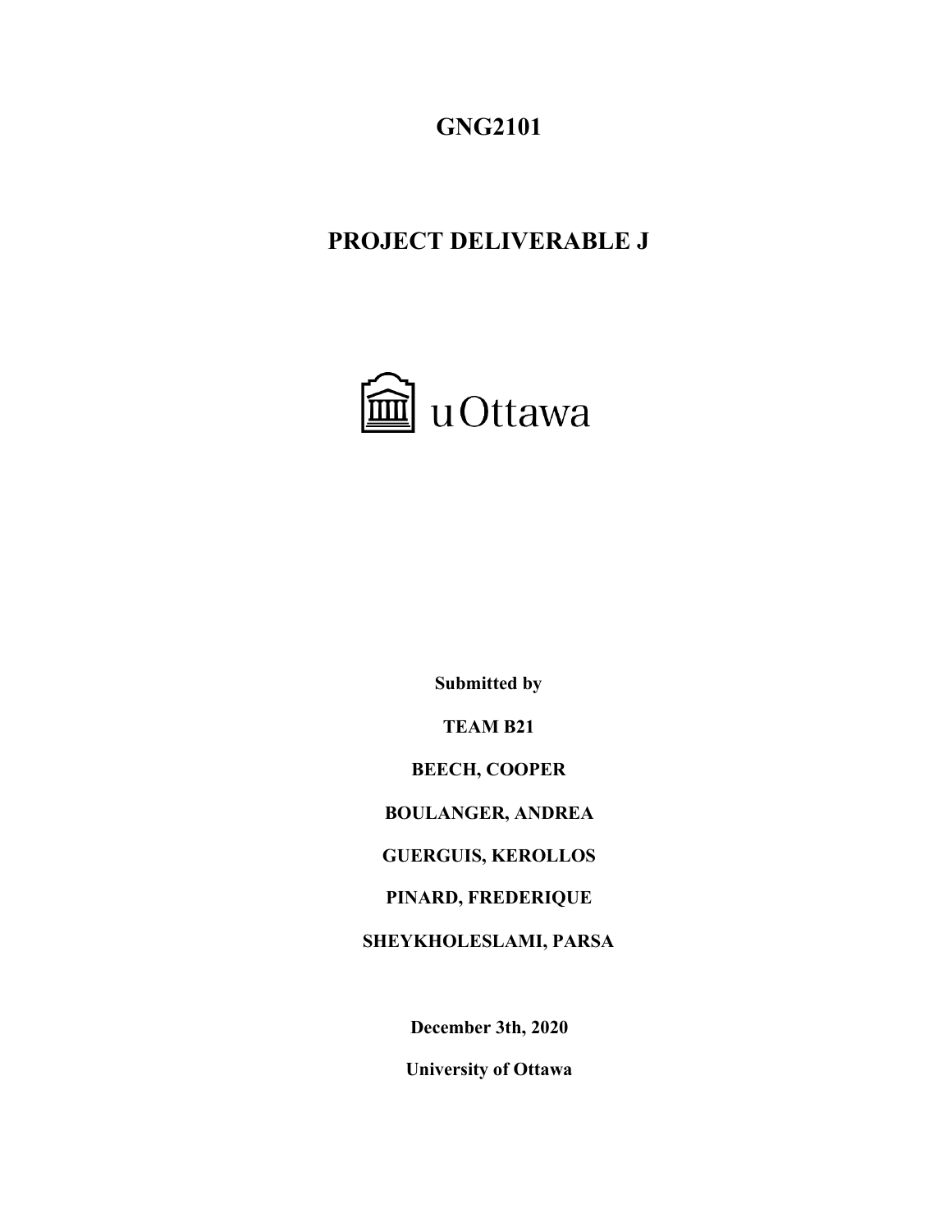# GNG2101

## PROJECT DELIVERABLE J

uOttawa

**Submitted by**

**TEAM B21**

**BEECH, COOPER**

**BOULANGER, ANDREA**

**GUERGUIS, KEROLLOS**

**PINARD, FREDERIQUE**

**SHEYKHOLESLAMI, PARSA**

**December 3th, 2020**

**University of Ottawa**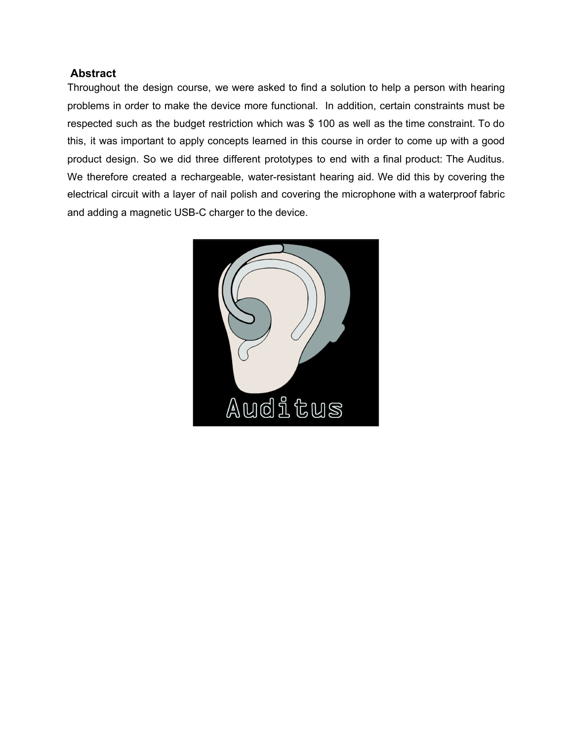## Abstract

Throughout the design course, we were asked to find a solution to help a person with hearing problems in order to make the device more functional. In addition, certain constraints must be respected such as the budget restriction which was $ 100 as well as the time constraint. To do this, it was important to apply concepts learned in this course in order to come up with a good product design. So we did three different prototypes to end with a final product: The Auditus. We therefore created a rechargeable, water-resistant hearing aid. We did this by covering the electrical circuit with a layer of nail polish and covering the microphone with a waterproof fabric and adding a magnetic USB-C charger to the device.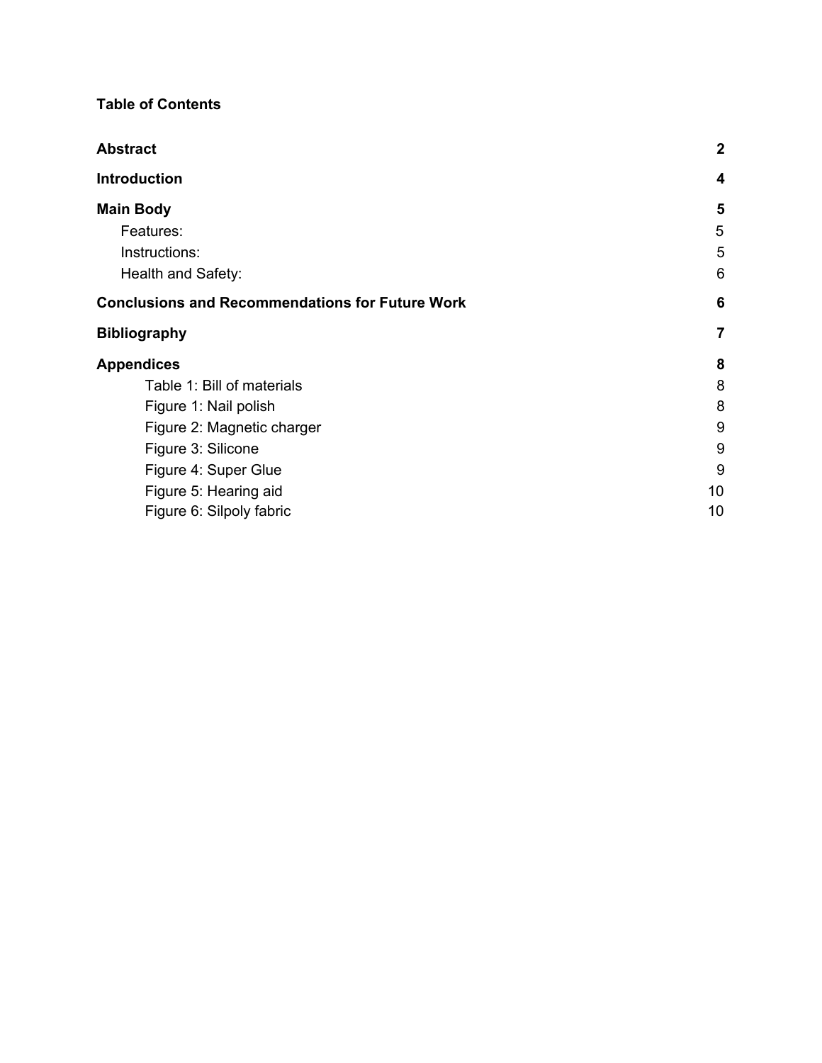**Table of Contents**

| | |
|---|---|
| **Abstract** | **2** |
| **Introduction** | **4** |
| **Main Body** | **5** |
| Features: | 5 |
| Instructions: | 5 |
| Health and Safety: | 6 |
| **Conclusions and Recommendations for Future Work** | **6** |
| **Bibliography** | **7** |
| **Appendices** | **8** |
| Table 1: Bill of materials | 8 |
| Figure 1: Nail polish | 8 |
| Figure 2: Magnetic charger | 9 |
| Figure 3: Silicone | 9 |
| Figure 4: Super Glue | 9 |
| Figure 5: Hearing aid | 10 |
| Figure 6: Silpoly fabric | 10 |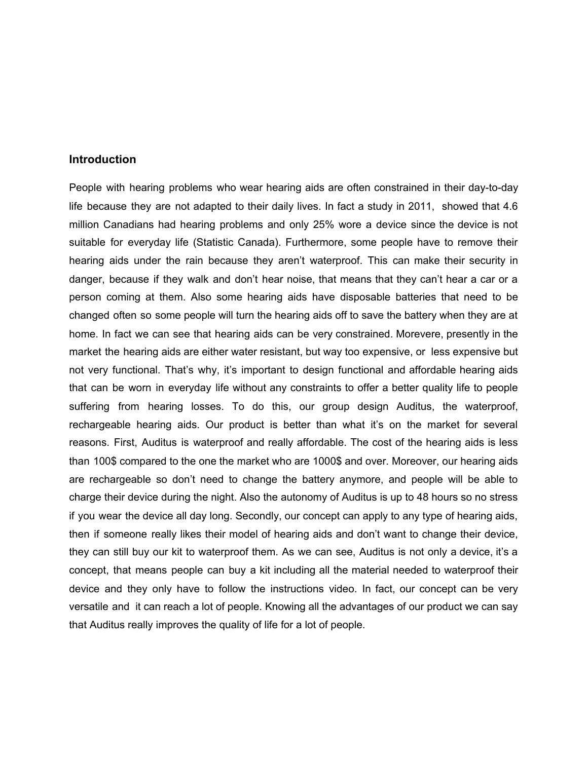## Introduction

People with hearing problems who wear hearing aids are often constrained in their day-to-day life because they are not adapted to their daily lives. In fact a study in 2011, showed that 4.6 million Canadians had hearing problems and only 25% wore a device since the device is not suitable for everyday life (Statistic Canada). Furthermore, some people have to remove their hearing aids under the rain because they aren't waterproof. This can make their security in danger, because if they walk and don't hear noise, that means that they can't hear a car or a person coming at them. Also some hearing aids have disposable batteries that need to be changed often so some people will turn the hearing aids off to save the battery when they are at home. In fact we can see that hearing aids can be very constrained. Morevere, presently in the market the hearing aids are either water resistant, but way too expensive, or less expensive but not very functional. That's why, it's important to design functional and affordable hearing aids that can be worn in everyday life without any constraints to offer a better quality life to people suffering from hearing losses. To do this, our group design Auditus, the waterproof, rechargeable hearing aids. Our product is better than what it's on the market for several reasons. First, Auditus is waterproof and really affordable. The cost of the hearing aids is less than 100$ compared to the one the market who are 1000$ and over. Moreover, our hearing aids are rechargeable so don't need to change the battery anymore, and people will be able to charge their device during the night. Also the autonomy of Auditus is up to 48 hours so no stress if you wear the device all day long. Secondly, our concept can apply to any type of hearing aids, then if someone really likes their model of hearing aids and don't want to change their device, they can still buy our kit to waterproof them. As we can see, Auditus is not only a device, it's a concept, that means people can buy a kit including all the material needed to waterproof their device and they only have to follow the instructions video. In fact, our concept can be very versatile and it can reach a lot of people. Knowing all the advantages of our product we can say that Auditus really improves the quality of life for a lot of people.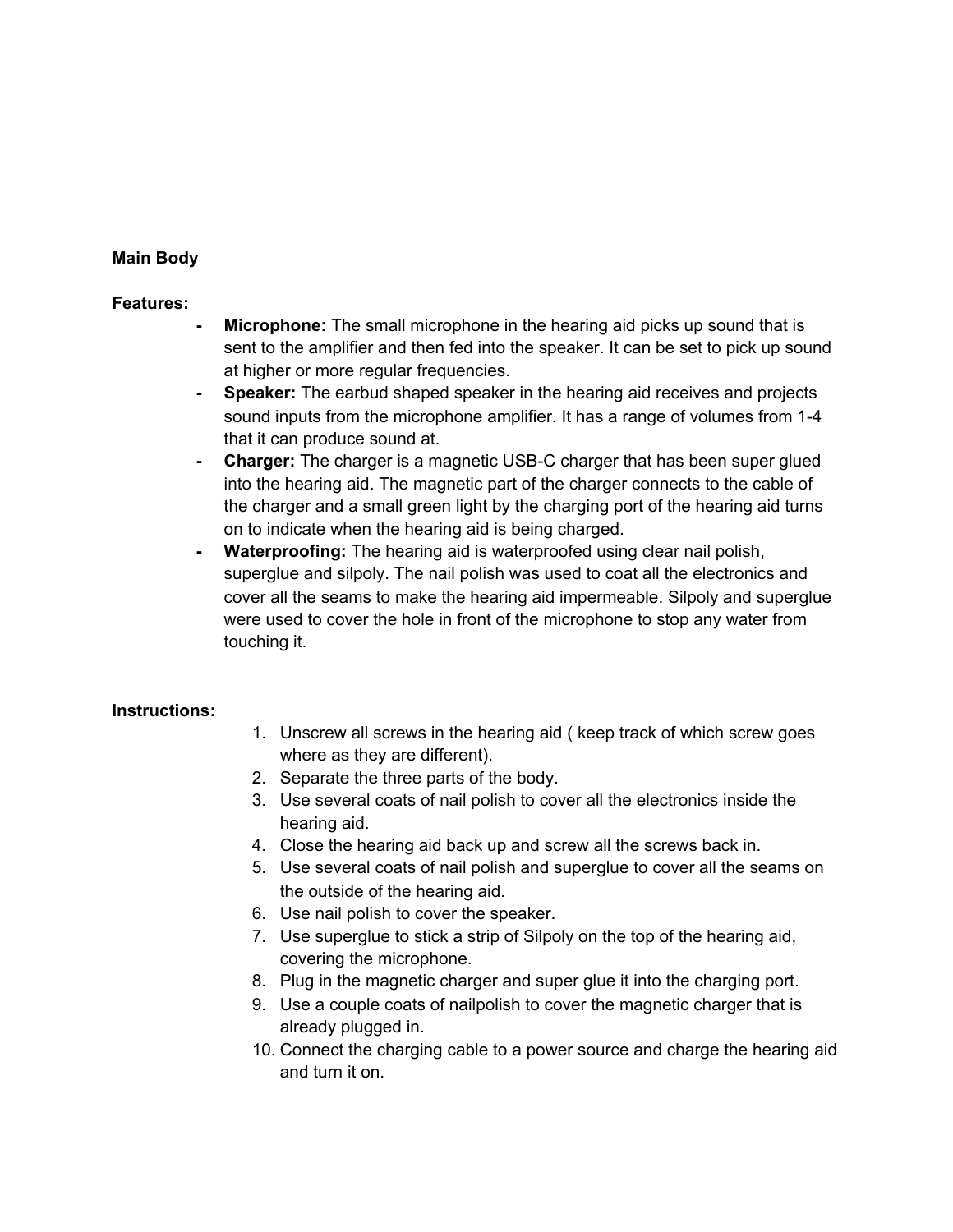**Main Body**

**Features:**

- **Microphone:** The small microphone in the hearing aid picks up sound that is sent to the amplifier and then fed into the speaker. It can be set to pick up sound at higher or more regular frequencies.
- **Speaker:** The earbud shaped speaker in the hearing aid receives and projects sound inputs from the microphone amplifier. It has a range of volumes from 1-4 that it can produce sound at.
- **Charger:** The charger is a magnetic USB-C charger that has been super glued into the hearing aid. The magnetic part of the charger connects to the cable of the charger and a small green light by the charging port of the hearing aid turns on to indicate when the hearing aid is being charged.
- **Waterproofing:** The hearing aid is waterproofed using clear nail polish, superglue and silpoly. The nail polish was used to coat all the electronics and cover all the seams to make the hearing aid impermeable. Silpoly and superglue were used to cover the hole in front of the microphone to stop any water from touching it.

**Instructions:**

1. Unscrew all screws in the hearing aid ( keep track of which screw goes where as they are different).
2. Separate the three parts of the body.
3. Use several coats of nail polish to cover all the electronics inside the hearing aid.
4. Close the hearing aid back up and screw all the screws back in.
5. Use several coats of nail polish and superglue to cover all the seams on the outside of the hearing aid.
6. Use nail polish to cover the speaker.
7. Use superglue to stick a strip of Silpoly on the top of the hearing aid, covering the microphone.
8. Plug in the magnetic charger and super glue it into the charging port.
9. Use a couple coats of nailpolish to cover the magnetic charger that is already plugged in.
10. Connect the charging cable to a power source and charge the hearing aid and turn it on.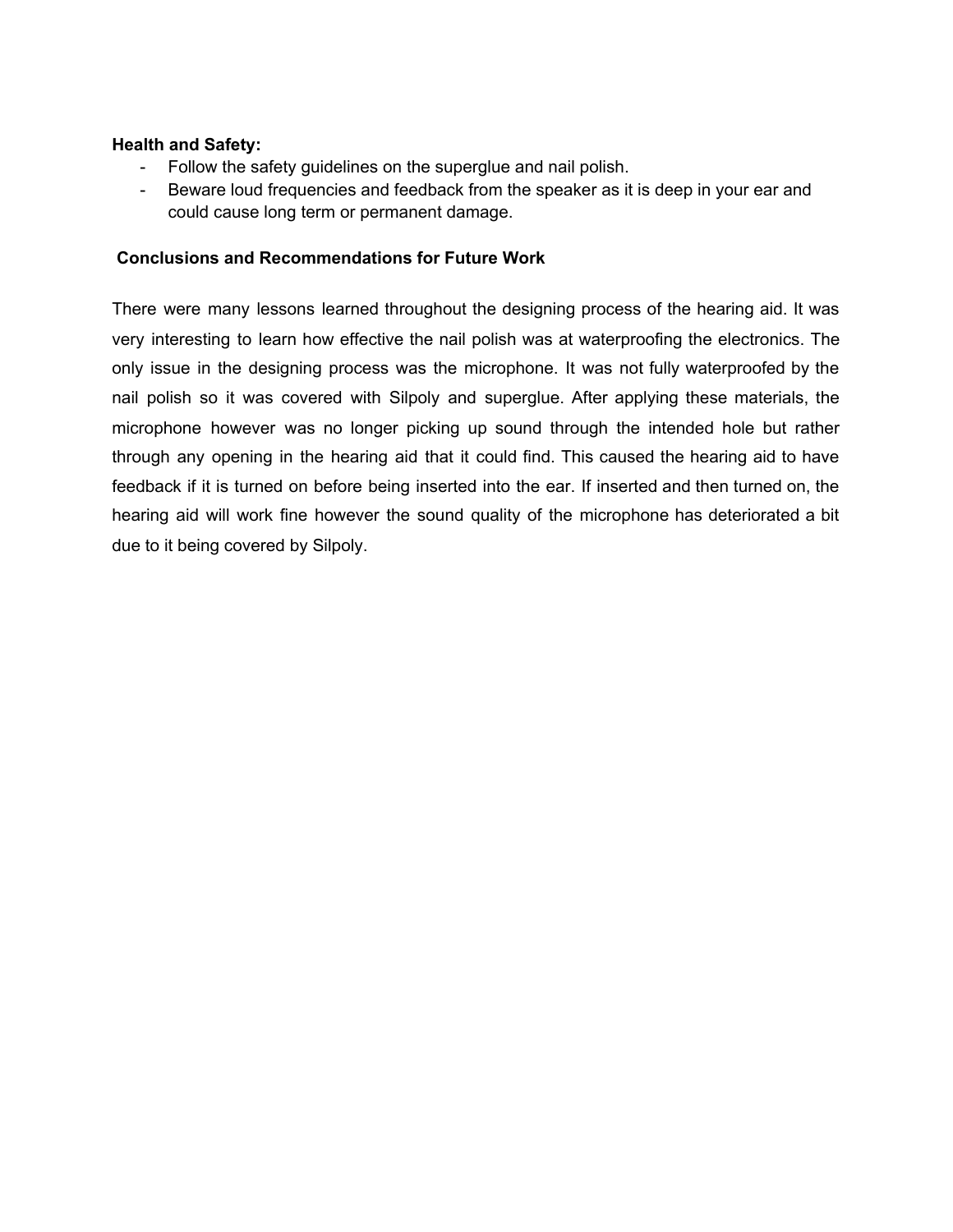**Health and Safety:**

- Follow the safety guidelines on the superglue and nail polish.
- Beware loud frequencies and feedback from the speaker as it is deep in your ear and could cause long term or permanent damage.

**Conclusions and Recommendations for Future Work**

There were many lessons learned throughout the designing process of the hearing aid. It was very interesting to learn how effective the nail polish was at waterproofing the electronics. The only issue in the designing process was the microphone. It was not fully waterproofed by the nail polish so it was covered with Silpoly and superglue. After applying these materials, the microphone however was no longer picking up sound through the intended hole but rather through any opening in the hearing aid that it could find. This caused the hearing aid to have feedback if it is turned on before being inserted into the ear. If inserted and then turned on, the hearing aid will work fine however the sound quality of the microphone has deteriorated a bit due to it being covered by Silpoly.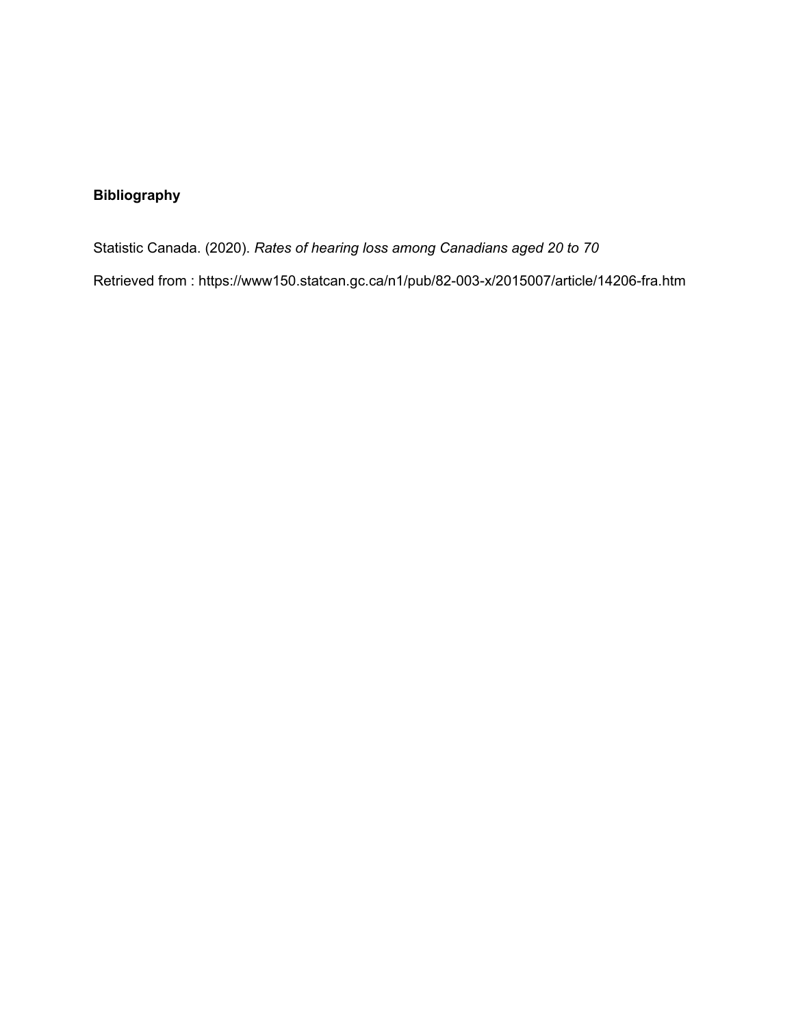**Bibliography**

Statistic Canada. (2020). *Rates of hearing loss among Canadians aged 20 to 70*

Retrieved from : https://www150.statcan.gc.ca/n1/pub/82-003-x/2015007/article/14206-fra.htm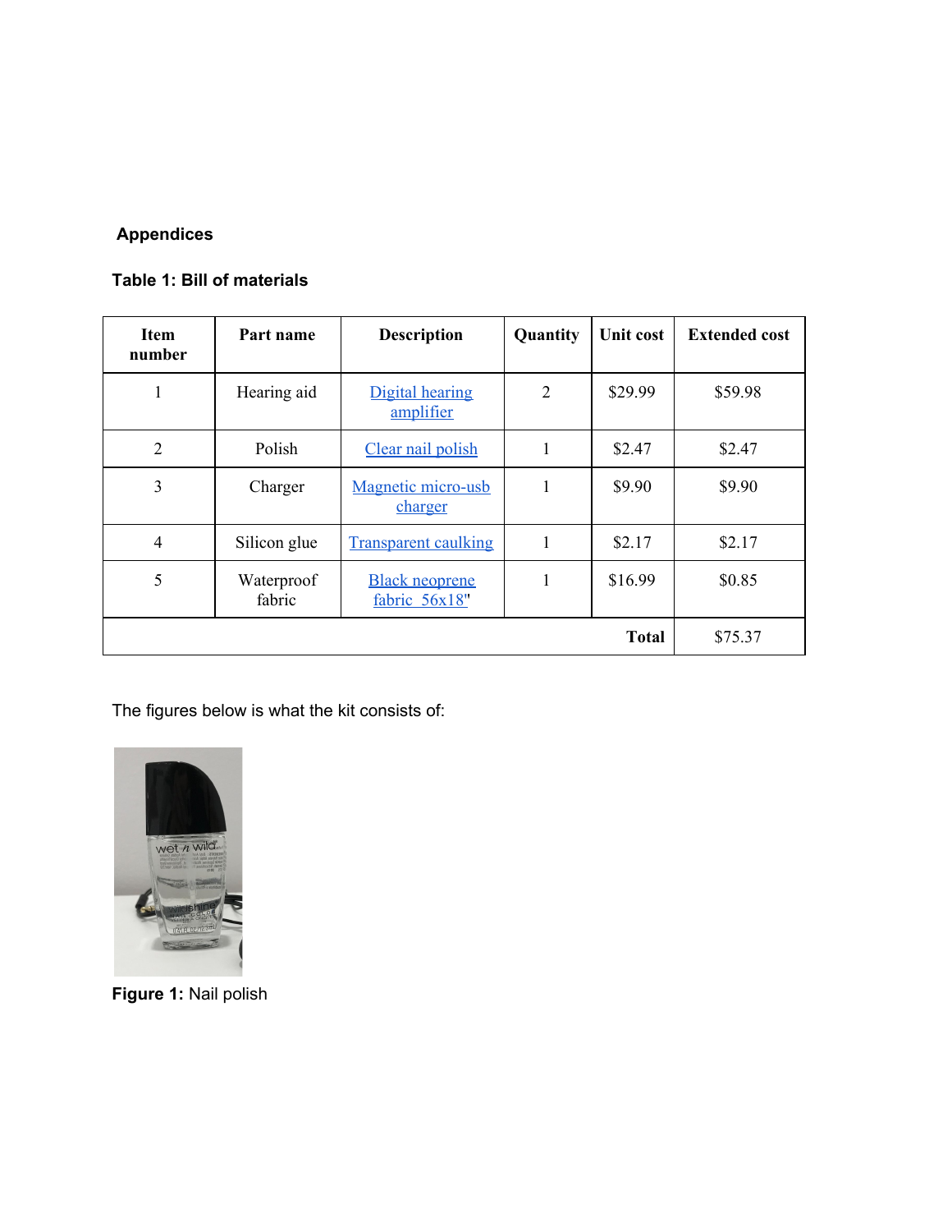## Appendices

### Table 1: Bill of materials

| Item number | Part name | Description | Quantity | Unit cost | Extended cost |
|---|---|---|---|---|---|
| 1 | Hearing aid | Digital hearing amplifier | 2 | $29.99 | $59.98 |
| 2 | Polish | Clear nail polish | 1 | $2.47 | $2.47 |
| 3 | Charger | Magnetic micro-usb charger | 1 | $9.90 | $9.90 |
| 4 | Silicon glue | Transparent caulking | 1 | $2.17 | $2.17 |
| 5 | Waterproof fabric | Black neoprene fabric 56x18" | 1 | $16.99 | $0.85 |
| | | | | **Total** | $75.37 |

The figures below is what the kit consists of:

**Figure 1:** Nail polish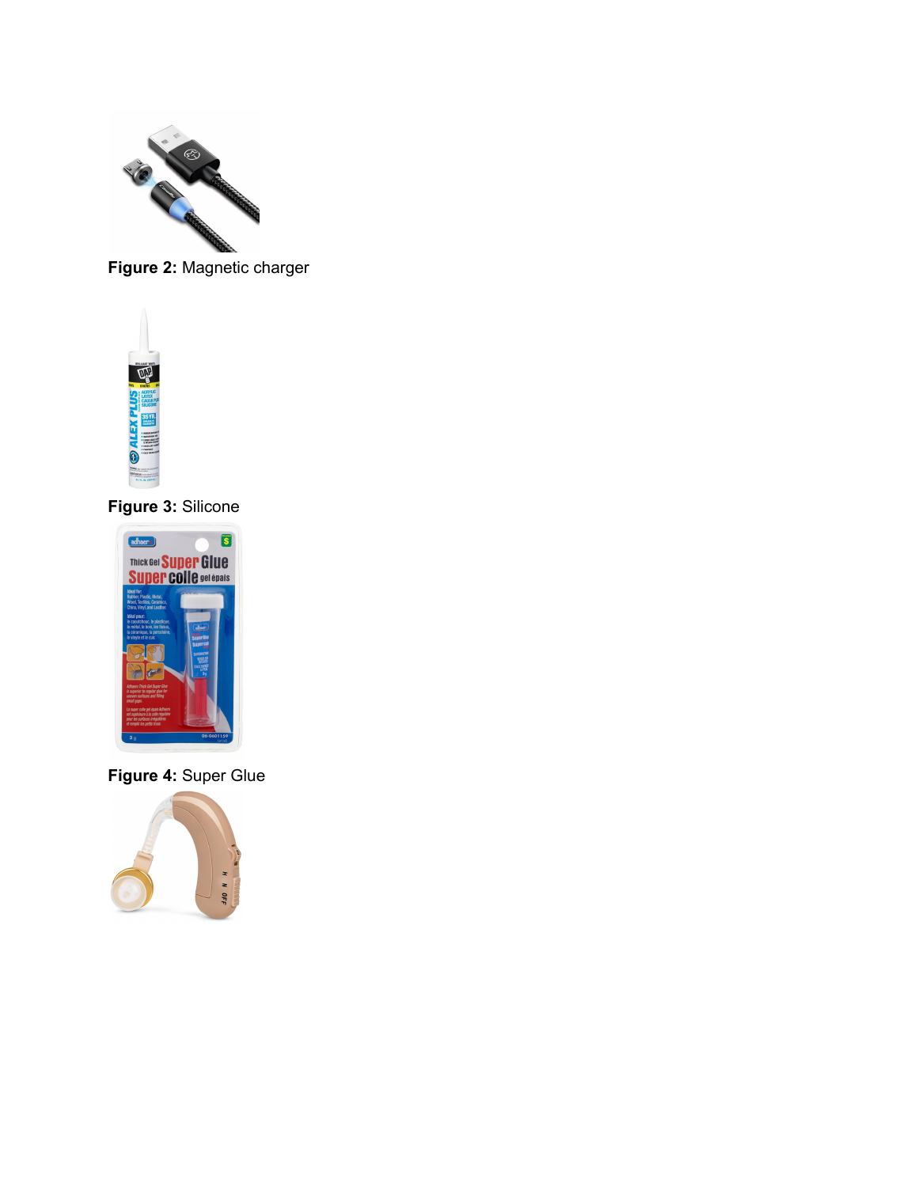**Figure 2:** Magnetic charger

**Figure 3:** Silicone

**Figure 4:** Super Glue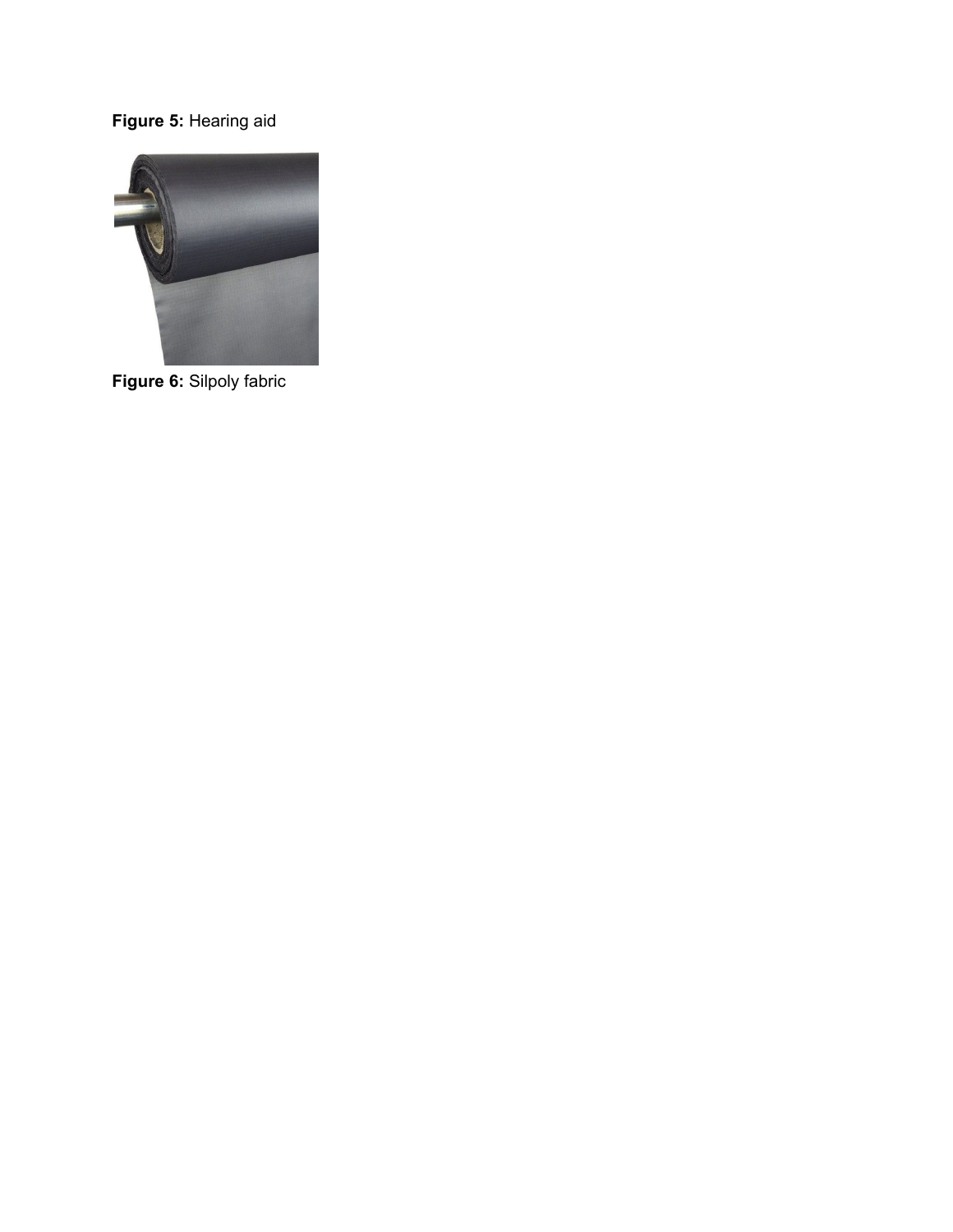**Figure 5:** Hearing aid

**Figure 6:** Silpoly fabric